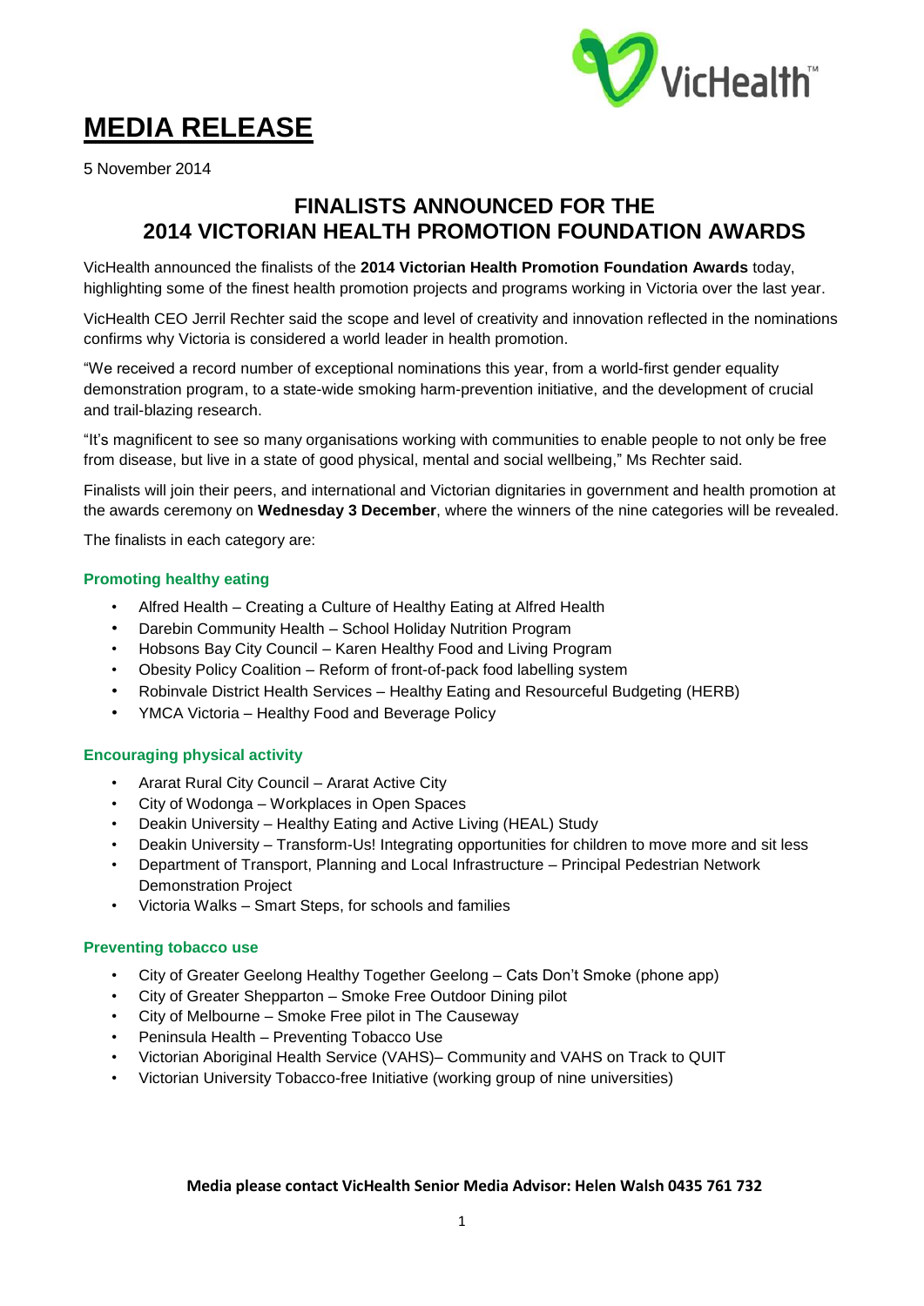# MEDIA RELEASE

5 November 2014

## FINALISTS ANNOUNCED FOR THE 2014 VICTORIAN HEALTH PROMOTION FOUNDATION AWARDS

VicHealth announced the finalists of the **2014 Victorian Health Promotion Foundation Awards** today, highlighting some of the finest health promotion projects and programs working in Victoria over the last year.

VicHealth CEO Jerril Rechter said the scope and level of creativity and innovation reflected in the nominations confirms why Victoria is considered a world leader in health promotion.

"We received a record number of exceptional nominations this year, from a world-first gender equality demonstration program, to a state-wide smoking harm-prevention initiative, and the development of crucial and trail-blazing research.

"It's magnificent to see so many organisations working with communities to enable people to not only be free from disease, but live in a state of good physical, mental and social wellbeing," Ms Rechter said.

Finalists will join their peers, and international and Victorian dignitaries in government and health promotion at the awards ceremony on **Wednesday 3 December**, where the winners of the nine categories will be revealed.

The finalists in each category are:

### Promoting healthy eating

- Alfred Health – Creating a Culture of Healthy Eating at Alfred Health
- Darebin Community Health – School Holiday Nutrition Program
- Hobsons Bay City Council – Karen Healthy Food and Living Program
- Obesity Policy Coalition – Reform of front-of-pack food labelling system
- Robinvale District Health Services – Healthy Eating and Resourceful Budgeting (HERB)
- YMCA Victoria – Healthy Food and Beverage Policy

### Encouraging physical activity

- Ararat Rural City Council – Ararat Active City
- City of Wodonga – Workplaces in Open Spaces
- Deakin University – Healthy Eating and Active Living (HEAL) Study
- Deakin University – Transform-Us! Integrating opportunities for children to move more and sit less
- Department of Transport, Planning and Local Infrastructure – Principal Pedestrian Network Demonstration Project
- Victoria Walks – Smart Steps, for schools and families

### Preventing tobacco use

- City of Greater Geelong Healthy Together Geelong – Cats Don't Smoke (phone app)
- City of Greater Shepparton – Smoke Free Outdoor Dining pilot
- City of Melbourne – Smoke Free pilot in The Causeway
- Peninsula Health – Preventing Tobacco Use
- Victorian Aboriginal Health Service (VAHS)– Community and VAHS on Track to QUIT
- Victorian University Tobacco-free Initiative (working group of nine universities)

**Media please contact VicHealth Senior Media Advisor: Helen Walsh 0435 761 732**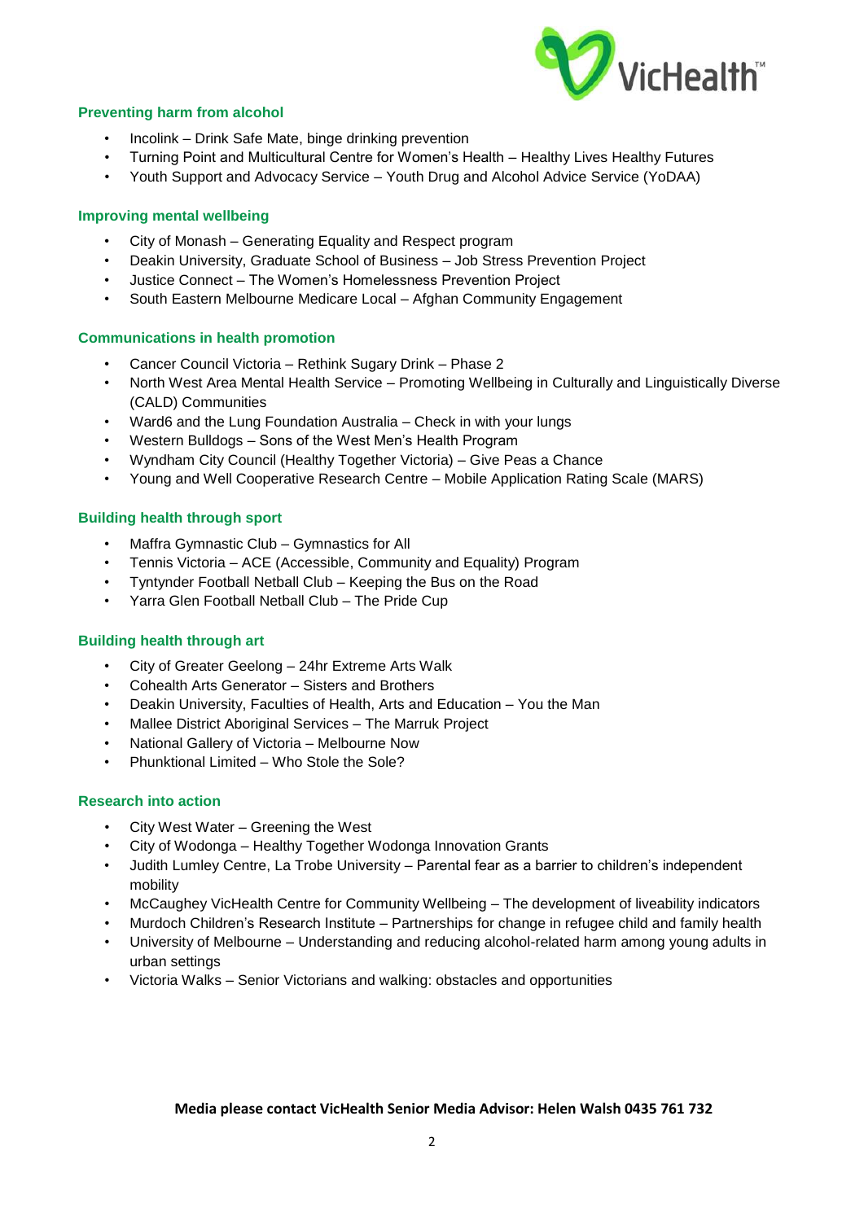### Preventing harm from alcohol

- Incolink – Drink Safe Mate, binge drinking prevention
- Turning Point and Multicultural Centre for Women's Health – Healthy Lives Healthy Futures
- Youth Support and Advocacy Service – Youth Drug and Alcohol Advice Service (YoDAA)

### Improving mental wellbeing

- City of Monash – Generating Equality and Respect program
- Deakin University, Graduate School of Business – Job Stress Prevention Project
- Justice Connect – The Women's Homelessness Prevention Project
- South Eastern Melbourne Medicare Local – Afghan Community Engagement

### Communications in health promotion

- Cancer Council Victoria – Rethink Sugary Drink – Phase 2
- North West Area Mental Health Service – Promoting Wellbeing in Culturally and Linguistically Diverse (CALD) Communities
- Ward6 and the Lung Foundation Australia – Check in with your lungs
- Western Bulldogs – Sons of the West Men's Health Program
- Wyndham City Council (Healthy Together Victoria) – Give Peas a Chance
- Young and Well Cooperative Research Centre – Mobile Application Rating Scale (MARS)

### Building health through sport

- Maffra Gymnastic Club – Gymnastics for All
- Tennis Victoria – ACE (Accessible, Community and Equality) Program
- Tyntynder Football Netball Club – Keeping the Bus on the Road
- Yarra Glen Football Netball Club – The Pride Cup

### Building health through art

- City of Greater Geelong – 24hr Extreme Arts Walk
- Cohealth Arts Generator – Sisters and Brothers
- Deakin University, Faculties of Health, Arts and Education – You the Man
- Mallee District Aboriginal Services – The Marruk Project
- National Gallery of Victoria – Melbourne Now
- Phunktional Limited – Who Stole the Sole?

### Research into action

- City West Water – Greening the West
- City of Wodonga – Healthy Together Wodonga Innovation Grants
- Judith Lumley Centre, La Trobe University – Parental fear as a barrier to children's independent mobility
- McCaughey VicHealth Centre for Community Wellbeing – The development of liveability indicators
- Murdoch Children's Research Institute – Partnerships for change in refugee child and family health
- University of Melbourne – Understanding and reducing alcohol-related harm among young adults in urban settings
- Victoria Walks – Senior Victorians and walking: obstacles and opportunities

**Media please contact VicHealth Senior Media Advisor: Helen Walsh 0435 761 732**